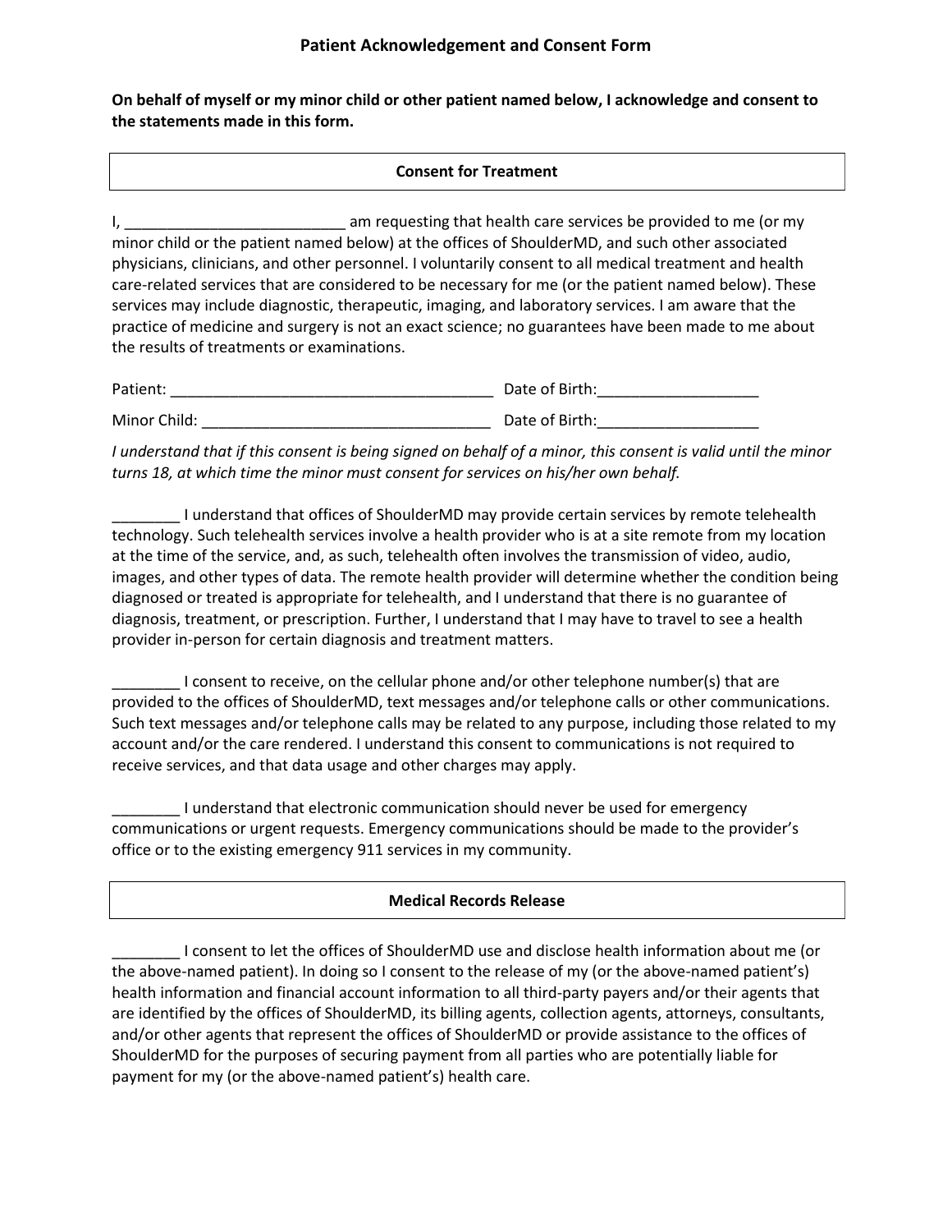# Patient Acknowledgement and Consent Form

**On behalf of myself or my minor child or other patient named below, I acknowledge and consent to the statements made in this form.**

## Consent for Treatment

I, __________________________ am requesting that health care services be provided to me (or my minor child or the patient named below) at the offices of ShoulderMD, and such other associated physicians, clinicians, and other personnel. I voluntarily consent to all medical treatment and health care-related services that are considered to be necessary for me (or the patient named below). These services may include diagnostic, therapeutic, imaging, and laboratory services. I am aware that the practice of medicine and surgery is not an exact science; no guarantees have been made to me about the results of treatments or examinations.

Patient: ______________________________________ Date of Birth:___________________

Minor Child: __________________________________ Date of Birth:___________________

*I understand that if this consent is being signed on behalf of a minor, this consent is valid until the minor turns 18, at which time the minor must consent for services on his/her own behalf.*

________ I understand that offices of ShoulderMD may provide certain services by remote telehealth technology. Such telehealth services involve a health provider who is at a site remote from my location at the time of the service, and, as such, telehealth often involves the transmission of video, audio, images, and other types of data. The remote health provider will determine whether the condition being diagnosed or treated is appropriate for telehealth, and I understand that there is no guarantee of diagnosis, treatment, or prescription. Further, I understand that I may have to travel to see a health provider in-person for certain diagnosis and treatment matters.

________ I consent to receive, on the cellular phone and/or other telephone number(s) that are provided to the offices of ShoulderMD, text messages and/or telephone calls or other communications. Such text messages and/or telephone calls may be related to any purpose, including those related to my account and/or the care rendered. I understand this consent to communications is not required to receive services, and that data usage and other charges may apply.

________ I understand that electronic communication should never be used for emergency communications or urgent requests. Emergency communications should be made to the provider's office or to the existing emergency 911 services in my community.

## Medical Records Release

________ I consent to let the offices of ShoulderMD use and disclose health information about me (or the above-named patient). In doing so I consent to the release of my (or the above-named patient's) health information and financial account information to all third-party payers and/or their agents that are identified by the offices of ShoulderMD, its billing agents, collection agents, attorneys, consultants, and/or other agents that represent the offices of ShoulderMD or provide assistance to the offices of ShoulderMD for the purposes of securing payment from all parties who are potentially liable for payment for my (or the above-named patient's) health care.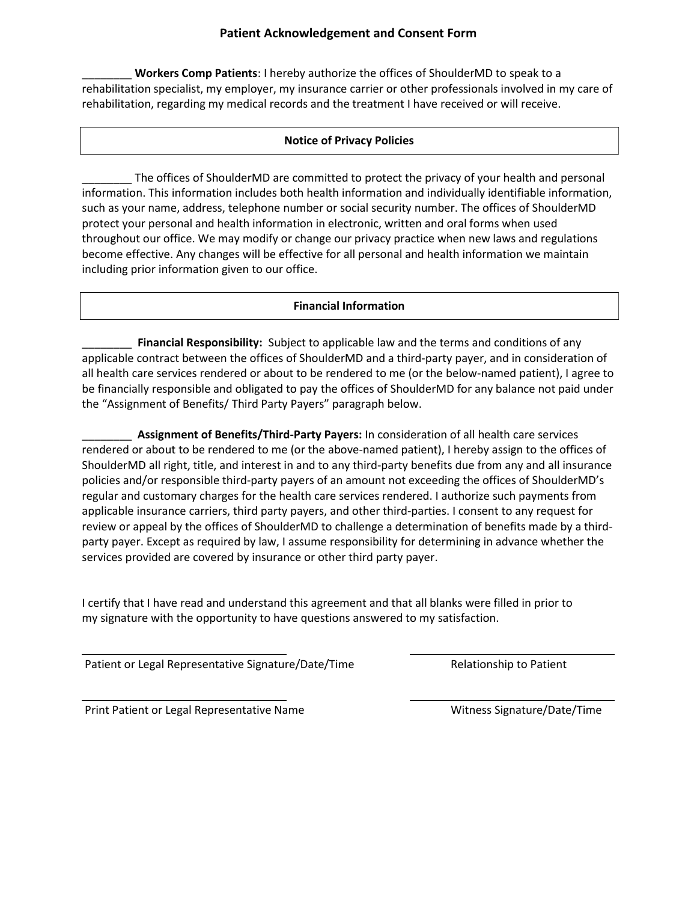## Patient Acknowledgement and Consent Form

________ **Workers Comp Patients**: I hereby authorize the offices of ShoulderMD to speak to a rehabilitation specialist, my employer, my insurance carrier or other professionals involved in my care of rehabilitation, regarding my medical records and the treatment I have received or will receive.

### Notice of Privacy Policies

________ The offices of ShoulderMD are committed to protect the privacy of your health and personal information. This information includes both health information and individually identifiable information, such as your name, address, telephone number or social security number. The offices of ShoulderMD protect your personal and health information in electronic, written and oral forms when used throughout our office. We may modify or change our privacy practice when new laws and regulations become effective. Any changes will be effective for all personal and health information we maintain including prior information given to our office.

### Financial Information

________ **Financial Responsibility:** Subject to applicable law and the terms and conditions of any applicable contract between the offices of ShoulderMD and a third-party payer, and in consideration of all health care services rendered or about to be rendered to me (or the below-named patient), I agree to be financially responsible and obligated to pay the offices of ShoulderMD for any balance not paid under the "Assignment of Benefits/ Third Party Payers" paragraph below.

________ **Assignment of Benefits/Third-Party Payers:** In consideration of all health care services rendered or about to be rendered to me (or the above-named patient), I hereby assign to the offices of ShoulderMD all right, title, and interest in and to any third-party benefits due from any and all insurance policies and/or responsible third-party payers of an amount not exceeding the offices of ShoulderMD's regular and customary charges for the health care services rendered. I authorize such payments from applicable insurance carriers, third party payers, and other third-parties. I consent to any request for review or appeal by the offices of ShoulderMD to challenge a determination of benefits made by a third-party payer. Except as required by law, I assume responsibility for determining in advance whether the services provided are covered by insurance or other third party payer.

I certify that I have read and understand this agreement and that all blanks were filled in prior to my signature with the opportunity to have questions answered to my satisfaction.

______________________________ ______________________________

Patient or Legal Representative Signature/Date/Time    Relationship to Patient

______________________________ ______________________________

Print Patient or Legal Representative Name    Witness Signature/Date/Time